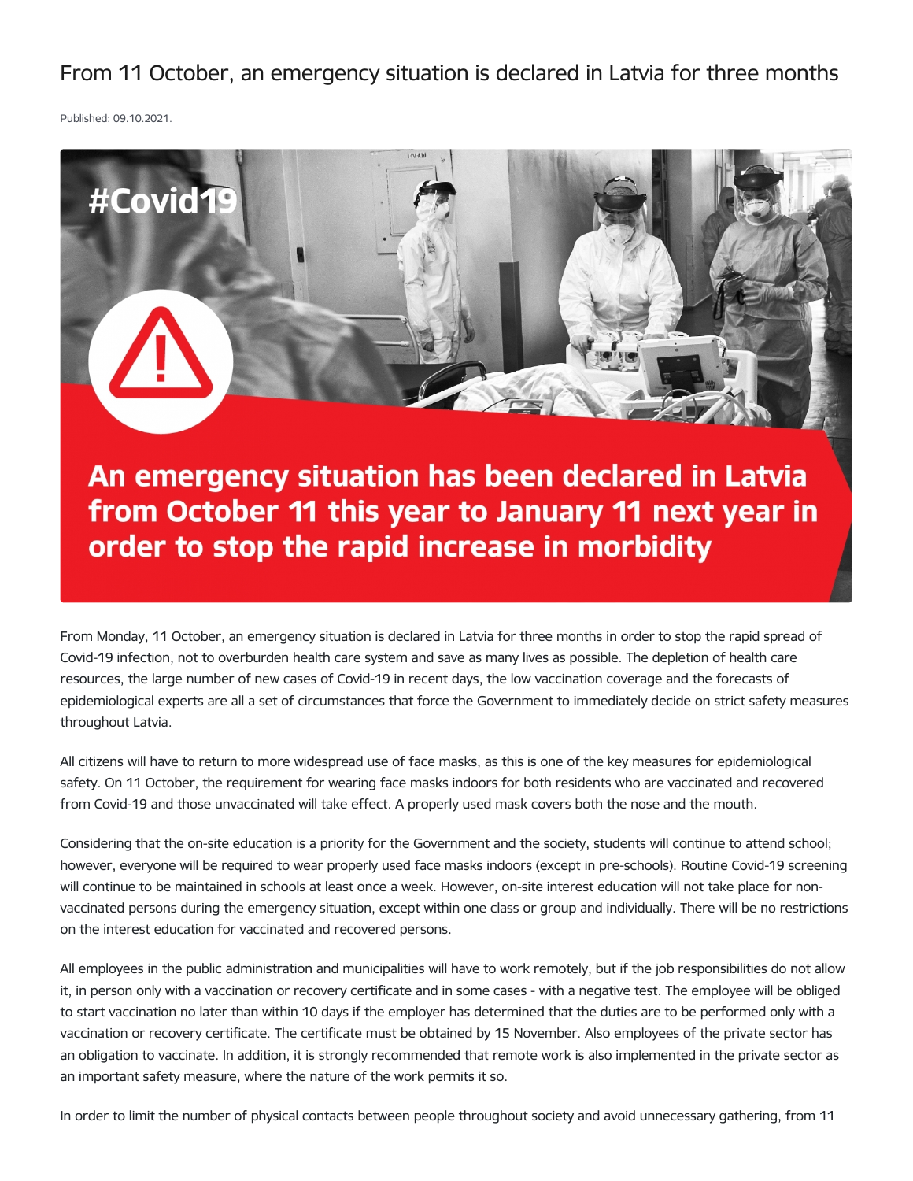# From 11 October, an emergency situation is declared in Latvia for three months

Published: 09.10.2021.

From Monday, 11 October, an emergency situation is declared in Latvia for three months in order to stop the rapid spread of Covid-19 infection, not to overburden health care system and save as many lives as possible. The depletion of health care resources, the large number of new cases of Covid-19 in recent days, the low vaccination coverage and the forecasts of epidemiological experts are all a set of circumstances that force the Government to immediately decide on strict safety measures throughout Latvia.

All citizens will have to return to more widespread use of face masks, as this is one of the key measures for epidemiological safety. On 11 October, the requirement for wearing face masks indoors for both residents who are vaccinated and recovered from Covid-19 and those unvaccinated will take effect. A properly used mask covers both the nose and the mouth.

Considering that the on-site education is a priority for the Government and the society, students will continue to attend school; however, everyone will be required to wear properly used face masks indoors (except in pre-schools). Routine Covid-19 screening will continue to be maintained in schools at least once a week. However, on-site interest education will not take place for non-vaccinated persons during the emergency situation, except within one class or group and individually. There will be no restrictions on the interest education for vaccinated and recovered persons.

All employees in the public administration and municipalities will have to work remotely, but if the job responsibilities do not allow it, in person only with a vaccination or recovery certificate and in some cases - with a negative test. The employee will be obliged to start vaccination no later than within 10 days if the employer has determined that the duties are to be performed only with a vaccination or recovery certificate. The certificate must be obtained by 15 November. Also employees of the private sector has an obligation to vaccinate. In addition, it is strongly recommended that remote work is also implemented in the private sector as an important safety measure, where the nature of the work permits it so.

In order to limit the number of physical contacts between people throughout society and avoid unnecessary gathering, from 11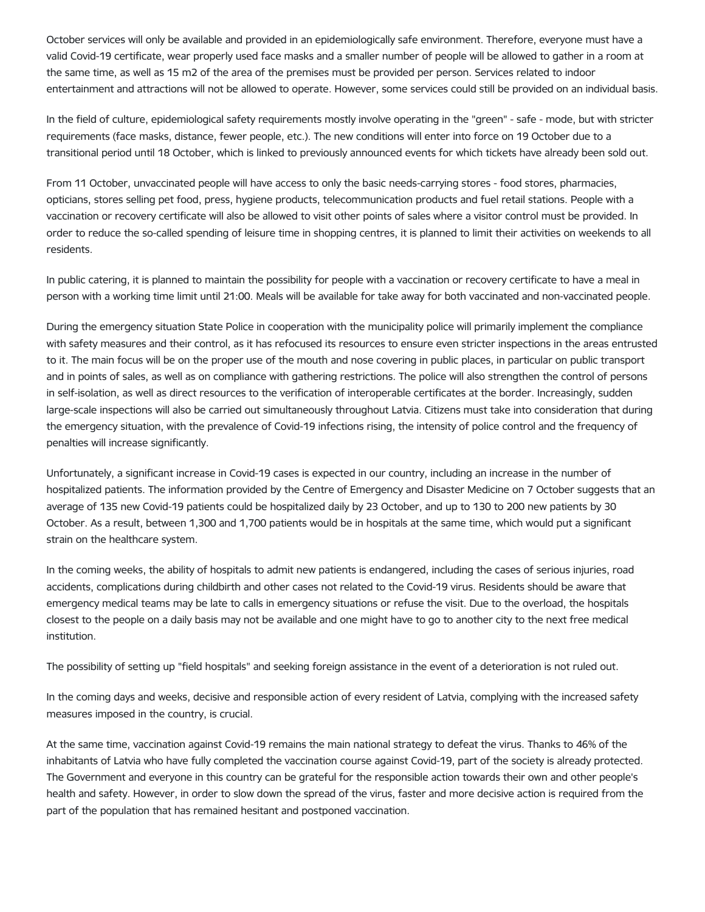October services will only be available and provided in an epidemiologically safe environment. Therefore, everyone must have a valid Covid-19 certificate, wear properly used face masks and a smaller number of people will be allowed to gather in a room at the same time, as well as 15 m2 of the area of the premises must be provided per person. Services related to indoor entertainment and attractions will not be allowed to operate. However, some services could still be provided on an individual basis.

In the field of culture, epidemiological safety requirements mostly involve operating in the "green" - safe - mode, but with stricter requirements (face masks, distance, fewer people, etc.). The new conditions will enter into force on 19 October due to a transitional period until 18 October, which is linked to previously announced events for which tickets have already been sold out.

From 11 October, unvaccinated people will have access to only the basic needs-carrying stores - food stores, pharmacies, opticians, stores selling pet food, press, hygiene products, telecommunication products and fuel retail stations. People with a vaccination or recovery certificate will also be allowed to visit other points of sales where a visitor control must be provided. In order to reduce the so-called spending of leisure time in shopping centres, it is planned to limit their activities on weekends to all residents.

In public catering, it is planned to maintain the possibility for people with a vaccination or recovery certificate to have a meal in person with a working time limit until 21:00. Meals will be available for take away for both vaccinated and non-vaccinated people.

During the emergency situation State Police in cooperation with the municipality police will primarily implement the compliance with safety measures and their control, as it has refocused its resources to ensure even stricter inspections in the areas entrusted to it. The main focus will be on the proper use of the mouth and nose covering in public places, in particular on public transport and in points of sales, as well as on compliance with gathering restrictions. The police will also strengthen the control of persons in self-isolation, as well as direct resources to the verification of interoperable certificates at the border. Increasingly, sudden large-scale inspections will also be carried out simultaneously throughout Latvia. Citizens must take into consideration that during the emergency situation, with the prevalence of Covid-19 infections rising, the intensity of police control and the frequency of penalties will increase significantly.

Unfortunately, a significant increase in Covid-19 cases is expected in our country, including an increase in the number of hospitalized patients. The information provided by the Centre of Emergency and Disaster Medicine on 7 October suggests that an average of 135 new Covid-19 patients could be hospitalized daily by 23 October, and up to 130 to 200 new patients by 30 October. As a result, between 1,300 and 1,700 patients would be in hospitals at the same time, which would put a significant strain on the healthcare system.

In the coming weeks, the ability of hospitals to admit new patients is endangered, including the cases of serious injuries, road accidents, complications during childbirth and other cases not related to the Covid-19 virus. Residents should be aware that emergency medical teams may be late to calls in emergency situations or refuse the visit. Due to the overload, the hospitals closest to the people on a daily basis may not be available and one might have to go to another city to the next free medical institution.

The possibility of setting up "field hospitals" and seeking foreign assistance in the event of a deterioration is not ruled out.

In the coming days and weeks, decisive and responsible action of every resident of Latvia, complying with the increased safety measures imposed in the country, is crucial.

At the same time, vaccination against Covid-19 remains the main national strategy to defeat the virus. Thanks to 46% of the inhabitants of Latvia who have fully completed the vaccination course against Covid-19, part of the society is already protected. The Government and everyone in this country can be grateful for the responsible action towards their own and other people's health and safety. However, in order to slow down the spread of the virus, faster and more decisive action is required from the part of the population that has remained hesitant and postponed vaccination.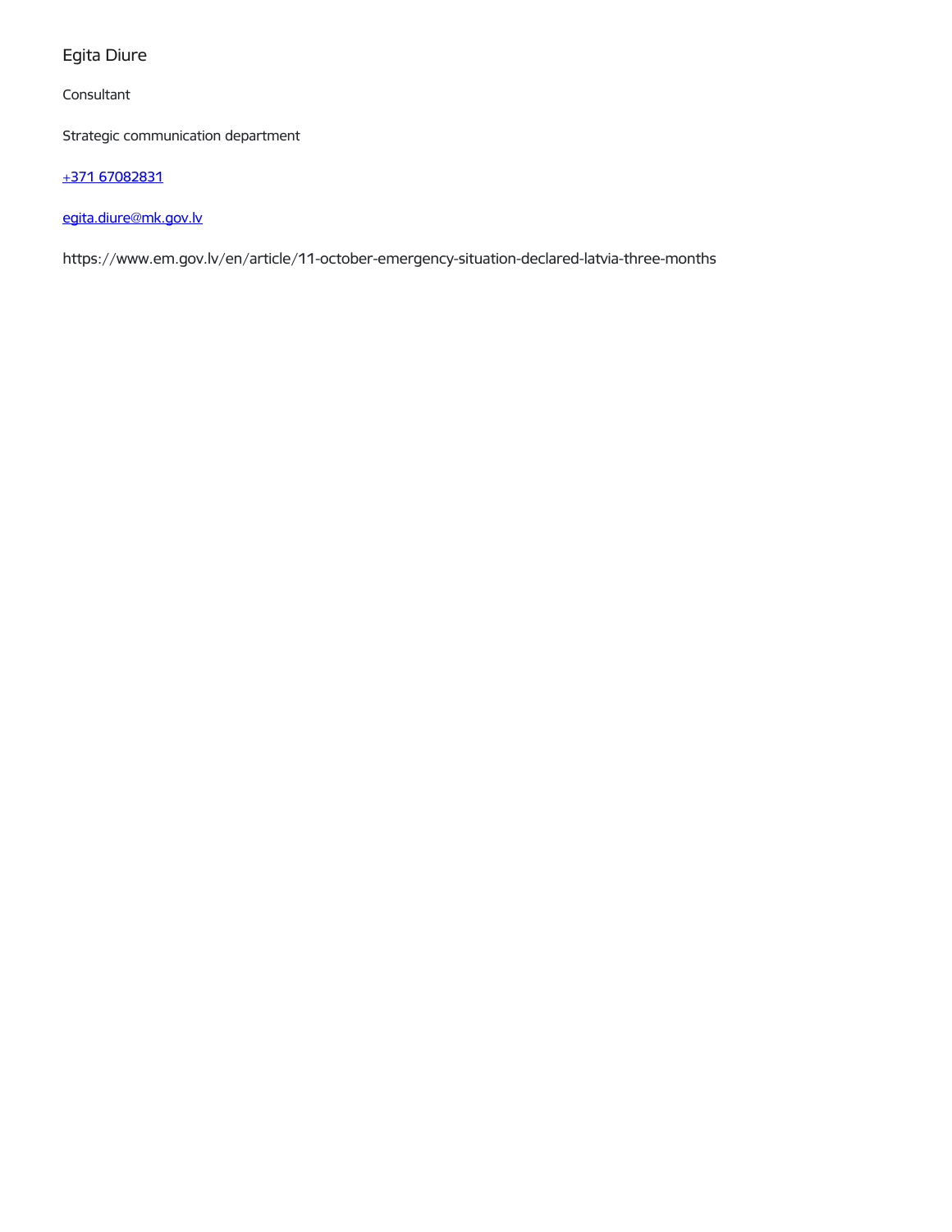Egita Diure

Consultant

Strategic communication department

[+371 67082831](tel:+37167082831)

[egita.diure@mk.gov.lv](mailto:egita.diure@mk.gov.lv)

https://www.em.gov.lv/en/article/11-october-emergency-situation-declared-latvia-three-months